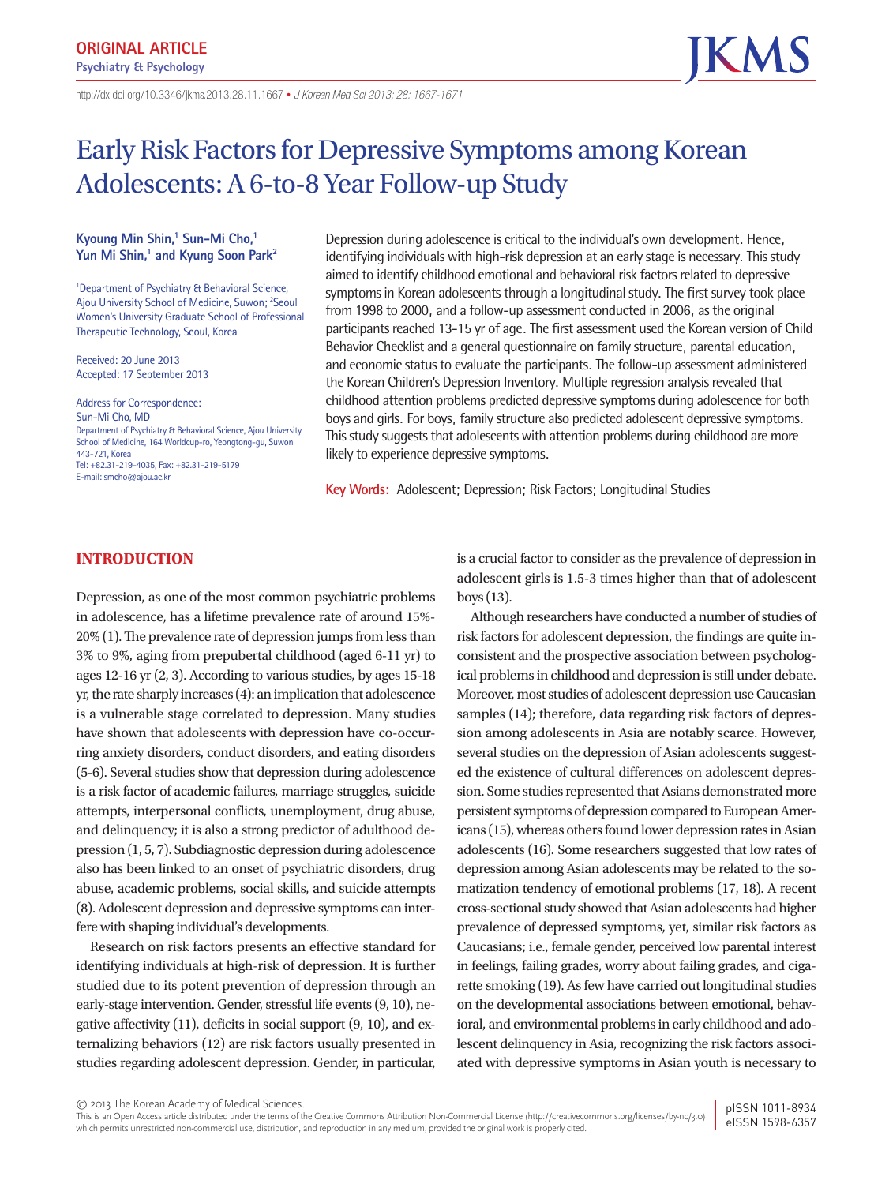**ORIGINAL ARTICLE**
**Psychiatry & Psychology**

http://dx.doi.org/10.3346/jkms.2013.28.11.1667 • *J Korean Med Sci 2013; 28: 1667-1671*

# Early Risk Factors for Depressive Symptoms among Korean Adolescents: A 6-to-8 Year Follow-up Study

**Kyoung Min Shin,[1] Sun-Mi Cho,[1] Yun Mi Shin,[1] and Kyung Soon Park[2]**

[1]Department of Psychiatry & Behavioral Science, Ajou University School of Medicine, Suwon; [2]Seoul Women's University Graduate School of Professional Therapeutic Technology, Seoul, Korea

Received: 20 June 2013
Accepted: 17 September 2013

Address for Correspondence:
Sun-Mi Cho, MD
Department of Psychiatry & Behavioral Science, Ajou University School of Medicine, 164 Worldcup-ro, Yeongtong-gu, Suwon 443-721, Korea
Tel: +82.31-219-4035, Fax: +82.31-219-5179
E-mail: smcho@ajou.ac.kr

Depression during adolescence is critical to the individual's own development. Hence, identifying individuals with high-risk depression at an early stage is necessary. This study aimed to identify childhood emotional and behavioral risk factors related to depressive symptoms in Korean adolescents through a longitudinal study. The first survey took place from 1998 to 2000, and a follow-up assessment conducted in 2006, as the original participants reached 13-15 yr of age. The first assessment used the Korean version of Child Behavior Checklist and a general questionnaire on family structure, parental education, and economic status to evaluate the participants. The follow-up assessment administered the Korean Children's Depression Inventory. Multiple regression analysis revealed that childhood attention problems predicted depressive symptoms during adolescence for both boys and girls. For boys, family structure also predicted adolescent depressive symptoms. This study suggests that adolescents with attention problems during childhood are more likely to experience depressive symptoms.

**Key Words:** Adolescent; Depression; Risk Factors; Longitudinal Studies

## INTRODUCTION

Depression, as one of the most common psychiatric problems in adolescence, has a lifetime prevalence rate of around 15%-20% (1). The prevalence rate of depression jumps from less than 3% to 9%, aging from prepubertal childhood (aged 6-11 yr) to ages 12-16 yr (2, 3). According to various studies, by ages 15-18 yr, the rate sharply increases (4): an implication that adolescence is a vulnerable stage correlated to depression. Many studies have shown that adolescents with depression have co-occurring anxiety disorders, conduct disorders, and eating disorders (5-6). Several studies show that depression during adolescence is a risk factor of academic failures, marriage struggles, suicide attempts, interpersonal conflicts, unemployment, drug abuse, and delinquency; it is also a strong predictor of adulthood depression (1, 5, 7). Subdiagnostic depression during adolescence also has been linked to an onset of psychiatric disorders, drug abuse, academic problems, social skills, and suicide attempts (8). Adolescent depression and depressive symptoms can interfere with shaping individual's developments.

Research on risk factors presents an effective standard for identifying individuals at high-risk of depression. It is further studied due to its potent prevention of depression through an early-stage intervention. Gender, stressful life events (9, 10), negative affectivity (11), deficits in social support (9, 10), and externalizing behaviors (12) are risk factors usually presented in studies regarding adolescent depression. Gender, in particular, is a crucial factor to consider as the prevalence of depression in adolescent girls is 1.5-3 times higher than that of adolescent boys (13).

Although researchers have conducted a number of studies of risk factors for adolescent depression, the findings are quite inconsistent and the prospective association between psychological problems in childhood and depression is still under debate. Moreover, most studies of adolescent depression use Caucasian samples (14); therefore, data regarding risk factors of depression among adolescents in Asia are notably scarce. However, several studies on the depression of Asian adolescents suggested the existence of cultural differences on adolescent depression. Some studies represented that Asians demonstrated more persistent symptoms of depression compared to European Americans (15), whereas others found lower depression rates in Asian adolescents (16). Some researchers suggested that low rates of depression among Asian adolescents may be related to the somatization tendency of emotional problems (17, 18). A recent cross-sectional study showed that Asian adolescents had higher prevalence of depressed symptoms, yet, similar risk factors as Caucasians; i.e., female gender, perceived low parental interest in feelings, failing grades, worry about failing grades, and cigarette smoking (19). As few have carried out longitudinal studies on the developmental associations between emotional, behavioral, and environmental problems in early childhood and adolescent delinquency in Asia, recognizing the risk factors associated with depressive symptoms in Asian youth is necessary to

© 2013 The Korean Academy of Medical Sciences.
This is an Open Access article distributed under the terms of the Creative Commons Attribution Non-Commercial License (http://creativecommons.org/licenses/by-nc/3.0) which permits unrestricted non-commercial use, distribution, and reproduction in any medium, provided the original work is properly cited.

pISSN 1011-8934
eISSN 1598-6357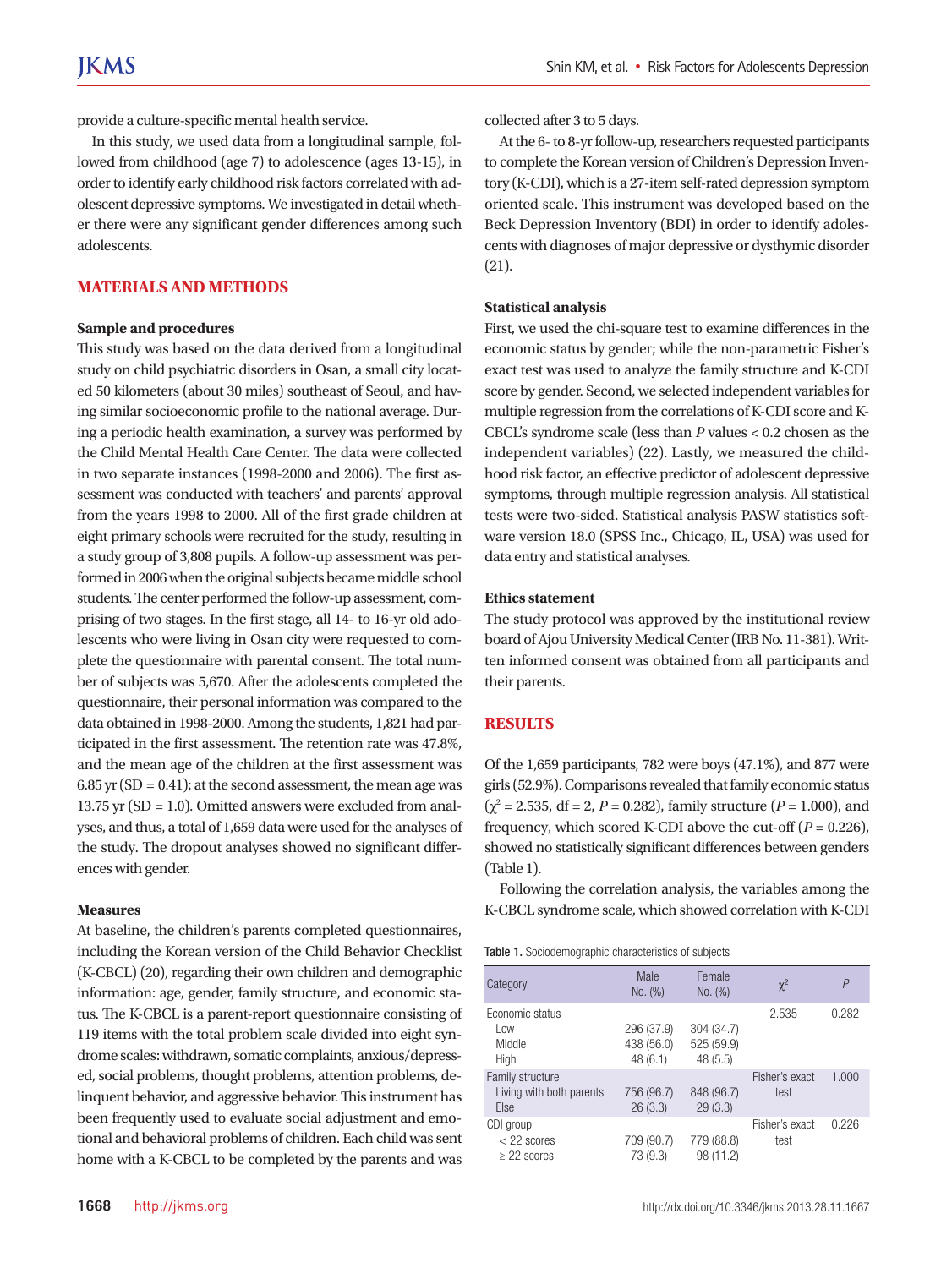provide a culture-specific mental health service.

In this study, we used data from a longitudinal sample, followed from childhood (age 7) to adolescence (ages 13-15), in order to identify early childhood risk factors correlated with adolescent depressive symptoms. We investigated in detail whether there were any significant gender differences among such adolescents.

## MATERIALS AND METHODS

### Sample and procedures

This study was based on the data derived from a longitudinal study on child psychiatric disorders in Osan, a small city located 50 kilometers (about 30 miles) southeast of Seoul, and having similar socioeconomic profile to the national average. During a periodic health examination, a survey was performed by the Child Mental Health Care Center. The data were collected in two separate instances (1998-2000 and 2006). The first assessment was conducted with teachers' and parents' approval from the years 1998 to 2000. All of the first grade children at eight primary schools were recruited for the study, resulting in a study group of 3,808 pupils. A follow-up assessment was performed in 2006 when the original subjects became middle school students. The center performed the follow-up assessment, comprising of two stages. In the first stage, all 14- to 16-yr old adolescents who were living in Osan city were requested to complete the questionnaire with parental consent. The total number of subjects was 5,670. After the adolescents completed the questionnaire, their personal information was compared to the data obtained in 1998-2000. Among the students, 1,821 had participated in the first assessment. The retention rate was 47.8%, and the mean age of the children at the first assessment was 6.85 yr (SD = 0.41); at the second assessment, the mean age was 13.75 yr (SD = 1.0). Omitted answers were excluded from analyses, and thus, a total of 1,659 data were used for the analyses of the study. The dropout analyses showed no significant differences with gender.

### Measures

At baseline, the children's parents completed questionnaires, including the Korean version of the Child Behavior Checklist (K-CBCL) (20), regarding their own children and demographic information: age, gender, family structure, and economic status. The K-CBCL is a parent-report questionnaire consisting of 119 items with the total problem scale divided into eight syndrome scales: withdrawn, somatic complaints, anxious/depressed, social problems, thought problems, attention problems, delinquent behavior, and aggressive behavior. This instrument has been frequently used to evaluate social adjustment and emotional and behavioral problems of children. Each child was sent home with a K-CBCL to be completed by the parents and was collected after 3 to 5 days.

At the 6- to 8-yr follow-up, researchers requested participants to complete the Korean version of Children's Depression Inventory (K-CDI), which is a 27-item self-rated depression symptom oriented scale. This instrument was developed based on the Beck Depression Inventory (BDI) in order to identify adolescents with diagnoses of major depressive or dysthymic disorder (21).

### Statistical analysis

First, we used the chi-square test to examine differences in the economic status by gender; while the non-parametric Fisher's exact test was used to analyze the family structure and K-CDI score by gender. Second, we selected independent variables for multiple regression from the correlations of K-CDI score and K-CBCL's syndrome scale (less than *P* values < 0.2 chosen as the independent variables) (22). Lastly, we measured the childhood risk factor, an effective predictor of adolescent depressive symptoms, through multiple regression analysis. All statistical tests were two-sided. Statistical analysis PASW statistics software version 18.0 (SPSS Inc., Chicago, IL, USA) was used for data entry and statistical analyses.

### Ethics statement

The study protocol was approved by the institutional review board of Ajou University Medical Center (IRB No. 11-381). Written informed consent was obtained from all participants and their parents.

## RESULTS

Of the 1,659 participants, 782 were boys (47.1%), and 877 were girls (52.9%). Comparisons revealed that family economic status ($\chi^2$ = 2.535, df = 2, $P$ = 0.282), family structure ($P$ = 1.000), and frequency, which scored K-CDI above the cut-off ($P$ = 0.226), showed no statistically significant differences between genders (Table 1).

Following the correlation analysis, the variables among the K-CBCL syndrome scale, which showed correlation with K-CDI

**Table 1.** Sociodemographic characteristics of subjects

| Category | Male No. (%) | Female No. (%) | $\chi^2$ | $P$ |
|---|---|---|---|---|
| Economic status | | | 2.535 | 0.282 |
| Low | 296 (37.9) | 304 (34.7) | | |
| Middle | 438 (56.0) | 525 (59.9) | | |
| High | 48 (6.1) | 48 (5.5) | | |
| Family structure | | | Fisher's exact test | 1.000 |
| Living with both parents | 756 (96.7) | 848 (96.7) | | |
| Else | 26 (3.3) | 29 (3.3) | | |
| CDI group | | | Fisher's exact test | 0.226 |
| < 22 scores | 709 (90.7) | 779 (88.8) | | |
| ≥ 22 scores | 73 (9.3) | 98 (11.2) | | |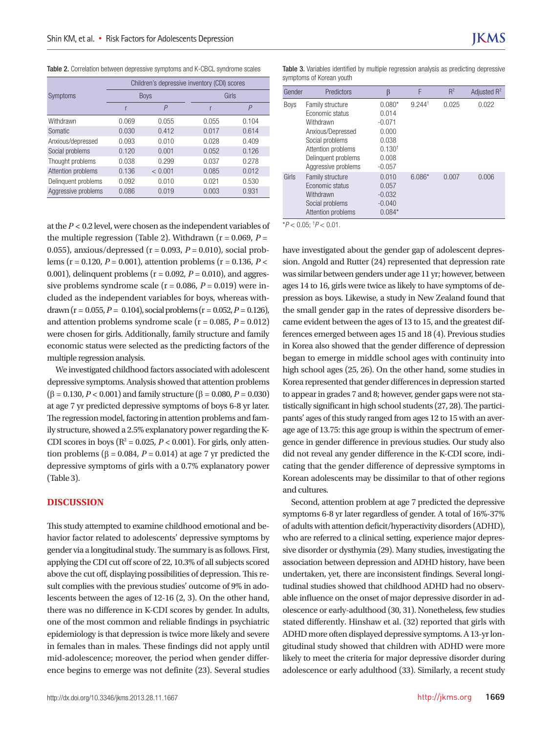**Table 2.** Correlation between depressive symptoms and K-CBCL syndrome scales

| Symptoms | Children's depressive inventory (CDI) scores | | | |
|---|---|---|---|---|
| | Boys | | Girls | |
| | r | *P* | r | *P* |
| Withdrawn | 0.069 | 0.055 | 0.055 | 0.104 |
| Somatic | 0.030 | 0.412 | 0.017 | 0.614 |
| Anxious/depressed | 0.093 | 0.010 | 0.028 | 0.409 |
| Social problems | 0.120 | 0.001 | 0.052 | 0.126 |
| Thought problems | 0.038 | 0.299 | 0.037 | 0.278 |
| Attention problems | 0.136 | < 0.001 | 0.085 | 0.012 |
| Delinquent problems | 0.092 | 0.010 | 0.021 | 0.530 |
| Aggressive problems | 0.086 | 0.019 | 0.003 | 0.931 |

at the $P < 0.2$ level, were chosen as the independent variables of the multiple regression (Table 2). Withdrawn (r = 0.069, $P$ = 0.055), anxious/depressed (r = 0.093, $P$ = 0.010), social problems (r = 0.120, $P$ = 0.001), attention problems (r = 0.136, $P <$ 0.001), delinquent problems (r = 0.092, $P$ = 0.010), and aggressive problems syndrome scale (r = 0.086, $P$ = 0.019) were included as the independent variables for boys, whereas withdrawn (r = 0.055, $P$ = 0.104), social problems (r = 0.052, $P$ = 0.126), and attention problems syndrome scale (r = 0.085, $P$ = 0.012) were chosen for girls. Additionally, family structure and family economic status were selected as the predicting factors of the multiple regression analysis.

We investigated childhood factors associated with adolescent depressive symptoms. Analysis showed that attention problems (β = 0.130, $P < 0.001$) and family structure (β = 0.080, $P$ = 0.030) at age 7 yr predicted depressive symptoms of boys 6-8 yr later. The regression model, factoring in attention problems and family structure, showed a 2.5% explanatory power regarding the K-CDI scores in boys ($R^2$ = 0.025, $P < 0.001$). For girls, only attention problems (β = 0.084, $P$ = 0.014) at age 7 yr predicted the depressive symptoms of girls with a 0.7% explanatory power (Table 3).

**Table 3.** Variables identified by multiple regression analysis as predicting depressive symptoms of Korean youth

| Gender | Predictors | β | F | $R^2$ | Adjusted $R^2$ |
|---|---|---|---|---|---|
| Boys | Family structure | 0.080* | 9.244† | 0.025 | 0.022 |
| | Economic status | 0.014 | | | |
| | Withdrawn | -0.071 | | | |
| | Anxious/Depressed | 0.000 | | | |
| | Social problems | 0.038 | | | |
| | Attention problems | 0.130† | | | |
| | Delinquent problems | 0.008 | | | |
| | Aggressive problems | -0.057 | | | |
| Girls | Family structure | 0.010 | 6.086* | 0.007 | 0.006 |
| | Economic status | 0.057 | | | |
| | Withdrawn | -0.032 | | | |
| | Social problems | -0.040 | | | |
| | Attention problems | 0.084* | | | |

*$P < 0.05$; †$P < 0.01$.

## DISCUSSION

This study attempted to examine childhood emotional and behavior factor related to adolescents' depressive symptoms by gender via a longitudinal study. The summary is as follows. First, applying the CDI cut off score of 22, 10.3% of all subjects scored above the cut off, displaying possibilities of depression. This result complies with the previous studies' outcome of 9% in adolescents between the ages of 12-16 (2, 3). On the other hand, there was no difference in K-CDI scores by gender. In adults, one of the most common and reliable findings in psychiatric epidemiology is that depression is twice more likely and severe in females than in males. These findings did not apply until mid-adolescence; moreover, the period when gender difference begins to emerge was not definite (23). Several studies have investigated about the gender gap of adolescent depression. Angold and Rutter (24) represented that depression rate was similar between genders under age 11 yr; however, between ages 14 to 16, girls were twice as likely to have symptoms of depression as boys. Likewise, a study in New Zealand found that the small gender gap in the rates of depressive disorders became evident between the ages of 13 to 15, and the greatest differences emerged between ages 15 and 18 (4). Previous studies in Korea also showed that the gender difference of depression began to emerge in middle school ages with continuity into high school ages (25, 26). On the other hand, some studies in Korea represented that gender differences in depression started to appear in grades 7 and 8; however, gender gaps were not statistically significant in high school students (27, 28). The participants' ages of this study ranged from ages 12 to 15 with an average age of 13.75: this age group is within the spectrum of emergence in gender difference in previous studies. Our study also did not reveal any gender difference in the K-CDI score, indicating that the gender difference of depressive symptoms in Korean adolescents may be dissimilar to that of other regions and cultures.

Second, attention problem at age 7 predicted the depressive symptoms 6-8 yr later regardless of gender. A total of 16%-37% of adults with attention deficit/hyperactivity disorders (ADHD), who are referred to a clinical setting, experience major depressive disorder or dysthymia (29). Many studies, investigating the association between depression and ADHD history, have been undertaken, yet, there are inconsistent findings. Several longitudinal studies showed that childhood ADHD had no observable influence on the onset of major depressive disorder in adolescence or early-adulthood (30, 31). Nonetheless, few studies stated differently. Hinshaw et al. (32) reported that girls with ADHD more often displayed depressive symptoms. A 13-yr longitudinal study showed that children with ADHD were more likely to meet the criteria for major depressive disorder during adolescence or early adulthood (33). Similarly, a recent study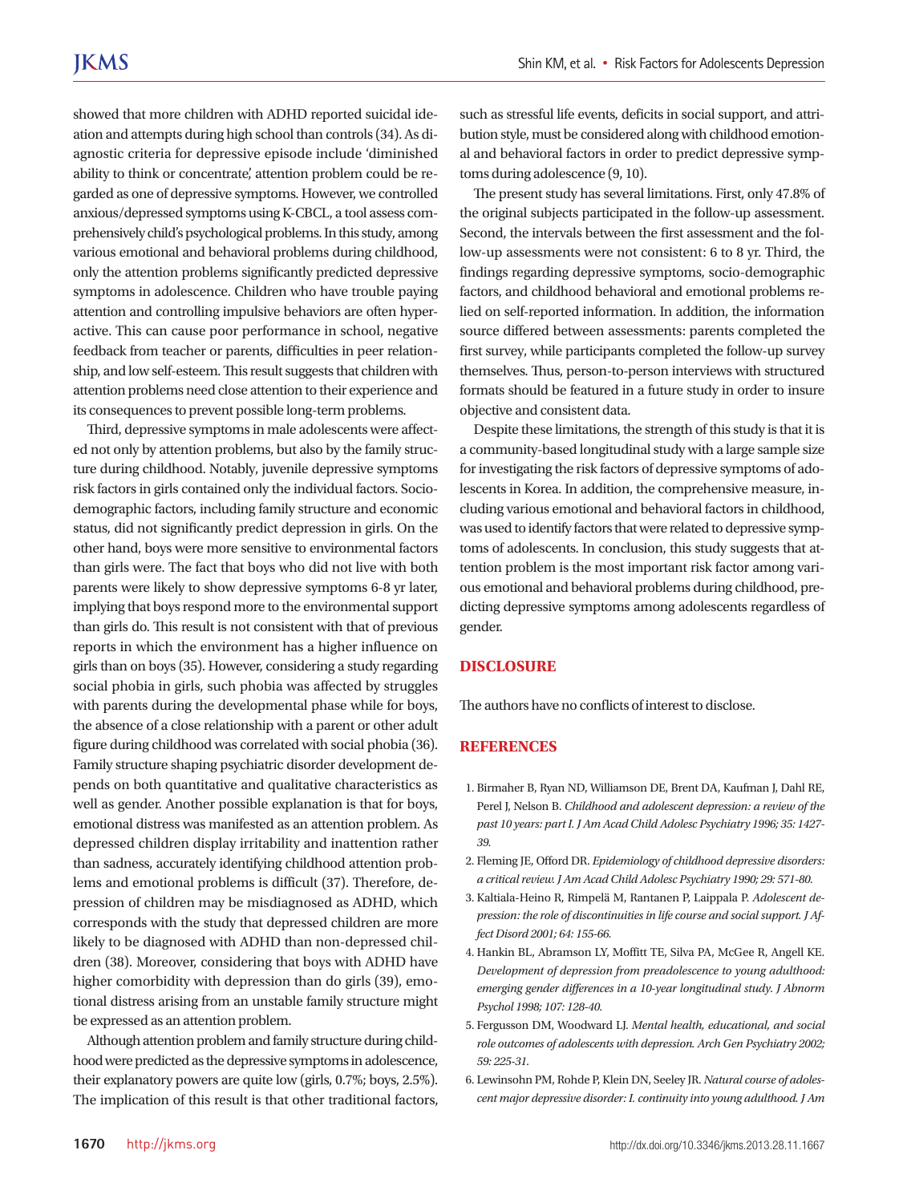showed that more children with ADHD reported suicidal ideation and attempts during high school than controls (34). As diagnostic criteria for depressive episode include 'diminished ability to think or concentrate,' attention problem could be regarded as one of depressive symptoms. However, we controlled anxious/depressed symptoms using K-CBCL, a tool assess comprehensively child's psychological problems. In this study, among various emotional and behavioral problems during childhood, only the attention problems significantly predicted depressive symptoms in adolescence. Children who have trouble paying attention and controlling impulsive behaviors are often hyperactive. This can cause poor performance in school, negative feedback from teacher or parents, difficulties in peer relationship, and low self-esteem. This result suggests that children with attention problems need close attention to their experience and its consequences to prevent possible long-term problems.

Third, depressive symptoms in male adolescents were affected not only by attention problems, but also by the family structure during childhood. Notably, juvenile depressive symptoms risk factors in girls contained only the individual factors. Socio-demographic factors, including family structure and economic status, did not significantly predict depression in girls. On the other hand, boys were more sensitive to environmental factors than girls were. The fact that boys who did not live with both parents were likely to show depressive symptoms 6-8 yr later, implying that boys respond more to the environmental support than girls do. This result is not consistent with that of previous reports in which the environment has a higher influence on girls than on boys (35). However, considering a study regarding social phobia in girls, such phobia was affected by struggles with parents during the developmental phase while for boys, the absence of a close relationship with a parent or other adult figure during childhood was correlated with social phobia (36). Family structure shaping psychiatric disorder development depends on both quantitative and qualitative characteristics as well as gender. Another possible explanation is that for boys, emotional distress was manifested as an attention problem. As depressed children display irritability and inattention rather than sadness, accurately identifying childhood attention problems and emotional problems is difficult (37). Therefore, depression of children may be misdiagnosed as ADHD, which corresponds with the study that depressed children are more likely to be diagnosed with ADHD than non-depressed children (38). Moreover, considering that boys with ADHD have higher comorbidity with depression than do girls (39), emotional distress arising from an unstable family structure might be expressed as an attention problem.

Although attention problem and family structure during childhood were predicted as the depressive symptoms in adolescence, their explanatory powers are quite low (girls, 0.7%; boys, 2.5%). The implication of this result is that other traditional factors, such as stressful life events, deficits in social support, and attribution style, must be considered along with childhood emotional and behavioral factors in order to predict depressive symptoms during adolescence (9, 10).

The present study has several limitations. First, only 47.8% of the original subjects participated in the follow-up assessment. Second, the intervals between the first assessment and the follow-up assessments were not consistent: 6 to 8 yr. Third, the findings regarding depressive symptoms, socio-demographic factors, and childhood behavioral and emotional problems relied on self-reported information. In addition, the information source differed between assessments: parents completed the first survey, while participants completed the follow-up survey themselves. Thus, person-to-person interviews with structured formats should be featured in a future study in order to insure objective and consistent data.

Despite these limitations, the strength of this study is that it is a community-based longitudinal study with a large sample size for investigating the risk factors of depressive symptoms of adolescents in Korea. In addition, the comprehensive measure, including various emotional and behavioral factors in childhood, was used to identify factors that were related to depressive symptoms of adolescents. In conclusion, this study suggests that attention problem is the most important risk factor among various emotional and behavioral problems during childhood, predicting depressive symptoms among adolescents regardless of gender.

## DISCLOSURE

The authors have no conflicts of interest to disclose.

## REFERENCES

1. Birmaher B, Ryan ND, Williamson DE, Brent DA, Kaufman J, Dahl RE, Perel J, Nelson B. *Childhood and adolescent depression: a review of the past 10 years: part I. J Am Acad Child Adolesc Psychiatry 1996; 35: 1427-39.*
2. Fleming JE, Offord DR. *Epidemiology of childhood depressive disorders: a critical review. J Am Acad Child Adolesc Psychiatry 1990; 29: 571-80.*
3. Kaltiala-Heino R, Rimpelä M, Rantanen P, Laippala P. *Adolescent depression: the role of discontinuities in life course and social support. J Affect Disord 2001; 64: 155-66.*
4. Hankin BL, Abramson LY, Moffitt TE, Silva PA, McGee R, Angell KE. *Development of depression from preadolescence to young adulthood: emerging gender differences in a 10-year longitudinal study. J Abnorm Psychol 1998; 107: 128-40.*
5. Fergusson DM, Woodward LJ. *Mental health, educational, and social role outcomes of adolescents with depression. Arch Gen Psychiatry 2002; 59: 225-31.*
6. Lewinsohn PM, Rohde P, Klein DN, Seeley JR. *Natural course of adolescent major depressive disorder: I. continuity into young adulthood. J Am*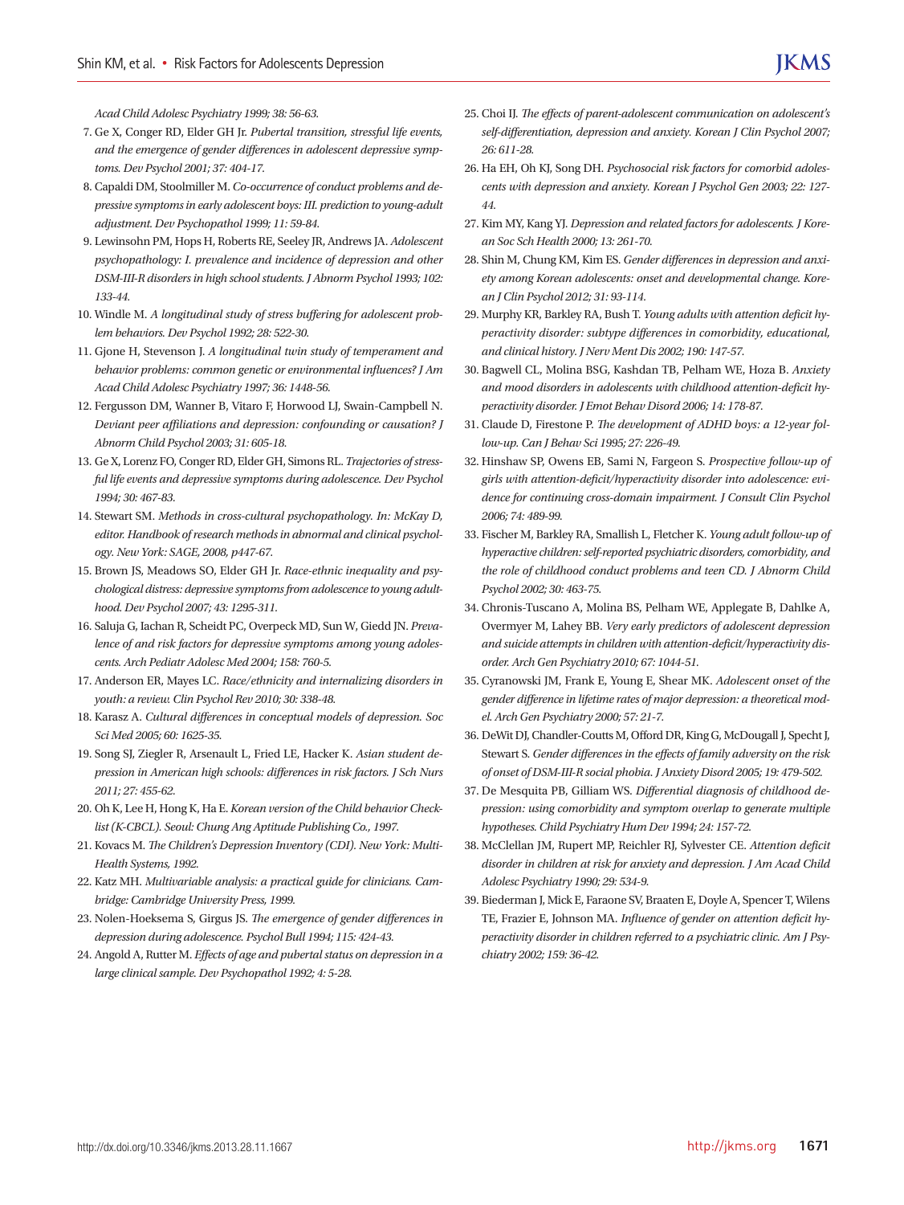Acad Child Adolesc Psychiatry 1999; 38: 56-63.

7. Ge X, Conger RD, Elder GH Jr. *Pubertal transition, stressful life events, and the emergence of gender differences in adolescent depressive symptoms. Dev Psychol 2001; 37: 404-17.*
8. Capaldi DM, Stoolmiller M. *Co-occurrence of conduct problems and depressive symptoms in early adolescent boys: III. prediction to young-adult adjustment. Dev Psychopathol 1999; 11: 59-84.*
9. Lewinsohn PM, Hops H, Roberts RE, Seeley JR, Andrews JA. *Adolescent psychopathology: I. prevalence and incidence of depression and other DSM-III-R disorders in high school students. J Abnorm Psychol 1993; 102: 133-44.*
10. Windle M. *A longitudinal study of stress buffering for adolescent problem behaviors. Dev Psychol 1992; 28: 522-30.*
11. Gjone H, Stevenson J. *A longitudinal twin study of temperament and behavior problems: common genetic or environmental influences? J Am Acad Child Adolesc Psychiatry 1997; 36: 1448-56.*
12. Fergusson DM, Wanner B, Vitaro F, Horwood LJ, Swain-Campbell N. *Deviant peer affiliations and depression: confounding or causation? J Abnorm Child Psychol 2003; 31: 605-18.*
13. Ge X, Lorenz FO, Conger RD, Elder GH, Simons RL. *Trajectories of stressful life events and depressive symptoms during adolescence. Dev Psychol 1994; 30: 467-83.*
14. Stewart SM. *Methods in cross-cultural psychopathology. In: McKay D, editor. Handbook of research methods in abnormal and clinical psychology. New York: SAGE, 2008, p447-67.*
15. Brown JS, Meadows SO, Elder GH Jr. *Race-ethnic inequality and psychological distress: depressive symptoms from adolescence to young adulthood. Dev Psychol 2007; 43: 1295-311.*
16. Saluja G, Iachan R, Scheidt PC, Overpeck MD, Sun W, Giedd JN. *Prevalence of and risk factors for depressive symptoms among young adolescents. Arch Pediatr Adolesc Med 2004; 158: 760-5.*
17. Anderson ER, Mayes LC. *Race/ethnicity and internalizing disorders in youth: a review. Clin Psychol Rev 2010; 30: 338-48.*
18. Karasz A. *Cultural differences in conceptual models of depression. Soc Sci Med 2005; 60: 1625-35.*
19. Song SJ, Ziegler R, Arsenault L, Fried LE, Hacker K. *Asian student depression in American high schools: differences in risk factors. J Sch Nurs 2011; 27: 455-62.*
20. Oh K, Lee H, Hong K, Ha E. *Korean version of the Child behavior Checklist (K-CBCL). Seoul: Chung Ang Aptitude Publishing Co., 1997.*
21. Kovacs M. *The Children's Depression Inventory (CDI). New York: Multi-Health Systems, 1992.*
22. Katz MH. *Multivariable analysis: a practical guide for clinicians. Cambridge: Cambridge University Press, 1999.*
23. Nolen-Hoeksema S, Girgus JS. *The emergence of gender differences in depression during adolescence. Psychol Bull 1994; 115: 424-43.*
24. Angold A, Rutter M. *Effects of age and pubertal status on depression in a large clinical sample. Dev Psychopathol 1992; 4: 5-28.*
25. Choi IJ. *The effects of parent-adolescent communication on adolescent's self-differentiation, depression and anxiety. Korean J Clin Psychol 2007; 26: 611-28.*
26. Ha EH, Oh KJ, Song DH. *Psychosocial risk factors for comorbid adolescents with depression and anxiety. Korean J Psychol Gen 2003; 22: 127-44.*
27. Kim MY, Kang YJ. *Depression and related factors for adolescents. J Korean Soc Sch Health 2000; 13: 261-70.*
28. Shin M, Chung KM, Kim ES. *Gender differences in depression and anxiety among Korean adolescents: onset and developmental change. Korean J Clin Psychol 2012; 31: 93-114.*
29. Murphy KR, Barkley RA, Bush T. *Young adults with attention deficit hyperactivity disorder: subtype differences in comorbidity, educational, and clinical history. J Nerv Ment Dis 2002; 190: 147-57.*
30. Bagwell CL, Molina BSG, Kashdan TB, Pelham WE, Hoza B. *Anxiety and mood disorders in adolescents with childhood attention-deficit hyperactivity disorder. J Emot Behav Disord 2006; 14: 178-87.*
31. Claude D, Firestone P. *The development of ADHD boys: a 12-year follow-up. Can J Behav Sci 1995; 27: 226-49.*
32. Hinshaw SP, Owens EB, Sami N, Fargeon S. *Prospective follow-up of girls with attention-deficit/hyperactivity disorder into adolescence: evidence for continuing cross-domain impairment. J Consult Clin Psychol 2006; 74: 489-99.*
33. Fischer M, Barkley RA, Smallish L, Fletcher K. *Young adult follow-up of hyperactive children: self-reported psychiatric disorders, comorbidity, and the role of childhood conduct problems and teen CD. J Abnorm Child Psychol 2002; 30: 463-75.*
34. Chronis-Tuscano A, Molina BS, Pelham WE, Applegate B, Dahlke A, Overmyer M, Lahey BB. *Very early predictors of adolescent depression and suicide attempts in children with attention-deficit/hyperactivity disorder. Arch Gen Psychiatry 2010; 67: 1044-51.*
35. Cyranowski JM, Frank E, Young E, Shear MK. *Adolescent onset of the gender difference in lifetime rates of major depression: a theoretical model. Arch Gen Psychiatry 2000; 57: 21-7.*
36. DeWit DJ, Chandler-Coutts M, Offord DR, King G, McDougall J, Specht J, Stewart S. *Gender differences in the effects of family adversity on the risk of onset of DSM-III-R social phobia. J Anxiety Disord 2005; 19: 479-502.*
37. De Mesquita PB, Gilliam WS. *Differential diagnosis of childhood depression: using comorbidity and symptom overlap to generate multiple hypotheses. Child Psychiatry Hum Dev 1994; 24: 157-72.*
38. McClellan JM, Rupert MP, Reichler RJ, Sylvester CE. *Attention deficit disorder in children at risk for anxiety and depression. J Am Acad Child Adolesc Psychiatry 1990; 29: 534-9.*
39. Biederman J, Mick E, Faraone SV, Braaten E, Doyle A, Spencer T, Wilens TE, Frazier E, Johnson MA. *Influence of gender on attention deficit hyperactivity disorder in children referred to a psychiatric clinic. Am J Psychiatry 2002; 159: 36-42.*